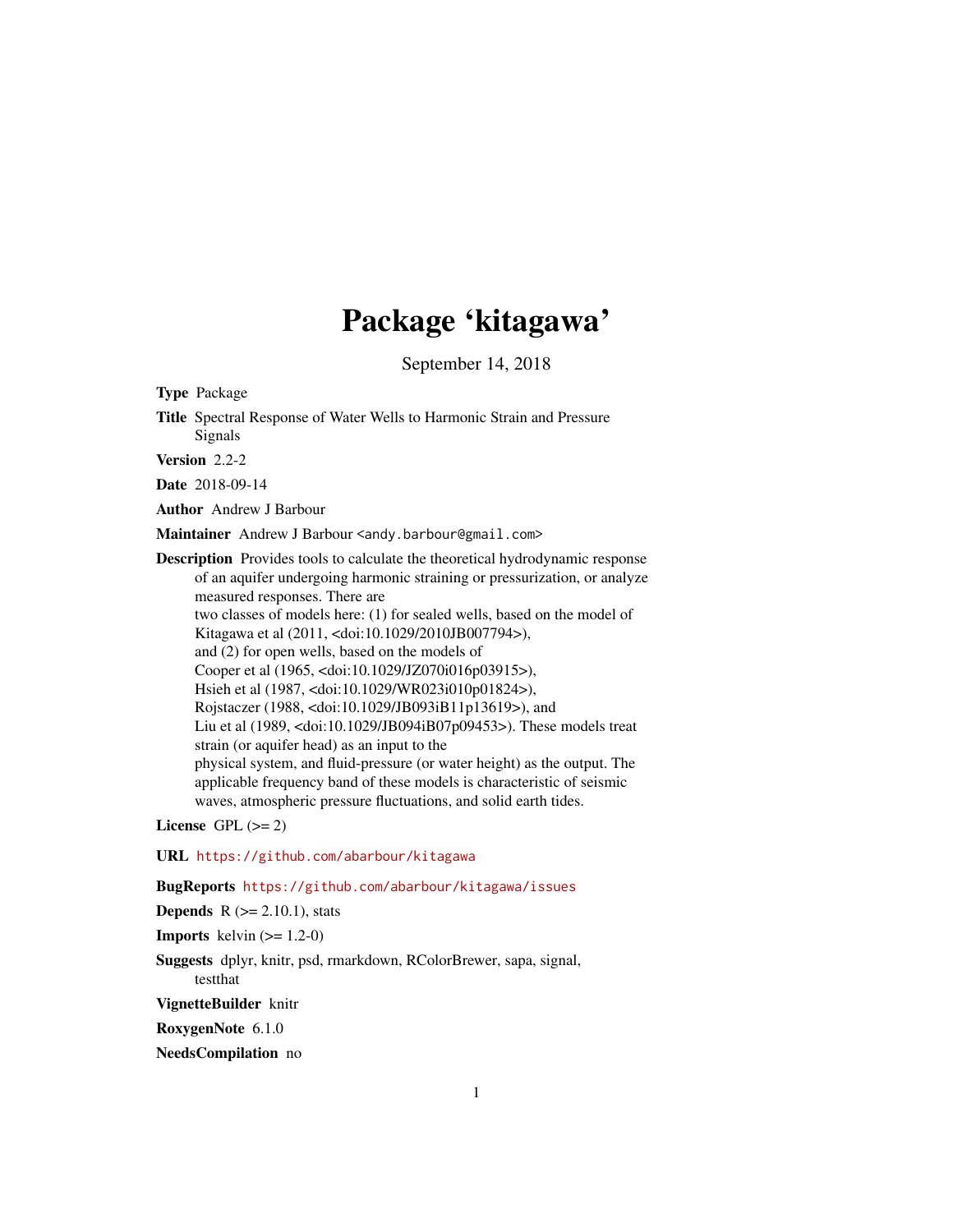# Package 'kitagawa'

September 14, 2018

**Type** Package

**Title** Spectral Response of Water Wells to Harmonic Strain and Pressure Signals

**Version** 2.2-2

**Date** 2018-09-14

**Author** Andrew J Barbour

**Maintainer** Andrew J Barbour <andy.barbour@gmail.com>

**Description** Provides tools to calculate the theoretical hydrodynamic response of an aquifer undergoing harmonic straining or pressurization, or analyze measured responses. There are two classes of models here: (1) for sealed wells, based on the model of Kitagawa et al (2011, <doi:10.1029/2010JB007794>), and (2) for open wells, based on the models of Cooper et al (1965, <doi:10.1029/JZ070i016p03915>), Hsieh et al (1987, <doi:10.1029/WR023i010p01824>), Rojstaczer (1988, <doi:10.1029/JB093iB11p13619>), and Liu et al (1989, <doi:10.1029/JB094iB07p09453>). These models treat strain (or aquifer head) as an input to the physical system, and fluid-pressure (or water height) as the output. The applicable frequency band of these models is characteristic of seismic waves, atmospheric pressure fluctuations, and solid earth tides.

**License** GPL (>= 2)

**URL** https://github.com/abarbour/kitagawa

**BugReports** https://github.com/abarbour/kitagawa/issues

**Depends** R (>= 2.10.1), stats

**Imports** kelvin (>= 1.2-0)

**Suggests** dplyr, knitr, psd, rmarkdown, RColorBrewer, sapa, signal, testthat

**VignetteBuilder** knitr

**RoxygenNote** 6.1.0

**NeedsCompilation** no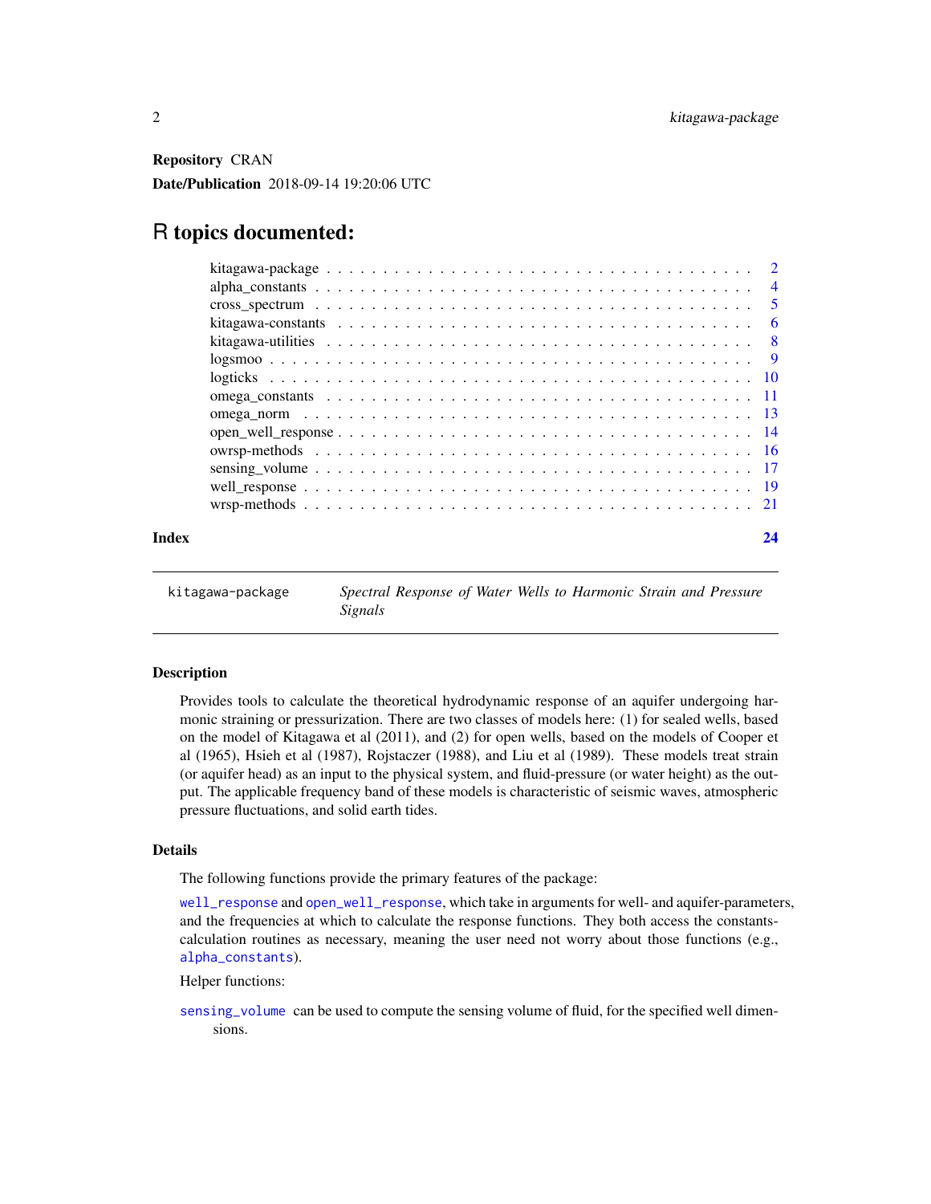**Repository** CRAN

**Date/Publication** 2018-09-14 19:20:06 UTC

# R topics documented:

| | |
|---|---|
| kitagawa-package | 2 |
| alpha_constants | 4 |
| cross_spectrum | 5 |
| kitagawa-constants | 6 |
| kitagawa-utilities | 8 |
| logsmoo | 9 |
| logticks | 10 |
| omega_constants | 11 |
| omega_norm | 13 |
| open_well_response | 14 |
| owrsp-methods | 16 |
| sensing_volume | 17 |
| well_response | 19 |
| wrsp-methods | 21 |

**Index** **24**

---

kitagawa-package    *Spectral Response of Water Wells to Harmonic Strain and Pressure Signals*

---

### Description

Provides tools to calculate the theoretical hydrodynamic response of an aquifer undergoing harmonic straining or pressurization. There are two classes of models here: (1) for sealed wells, based on the model of Kitagawa et al (2011), and (2) for open wells, based on the models of Cooper et al (1965), Hsieh et al (1987), Rojstaczer (1988), and Liu et al (1989). These models treat strain (or aquifer head) as an input to the physical system, and fluid-pressure (or water height) as the output. The applicable frequency band of these models is characteristic of seismic waves, atmospheric pressure fluctuations, and solid earth tides.

### Details

The following functions provide the primary features of the package:

`well_response` and `open_well_response`, which take in arguments for well- and aquifer-parameters, and the frequencies at which to calculate the response functions. They both access the constants-calculation routines as necessary, meaning the user need not worry about those functions (e.g., `alpha_constants`).

Helper functions:

`sensing_volume` can be used to compute the sensing volume of fluid, for the specified well dimensions.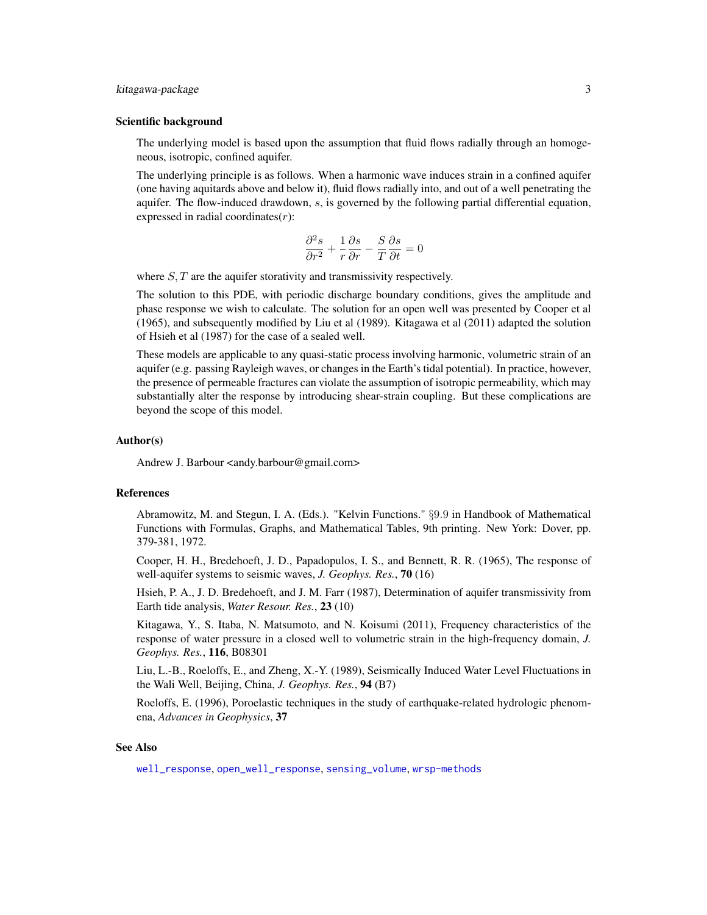### Scientific background

The underlying model is based upon the assumption that fluid flows radially through an homogeneous, isotropic, confined aquifer.

The underlying principle is as follows. When a harmonic wave induces strain in a confined aquifer (one having aquitards above and below it), fluid flows radially into, and out of a well penetrating the aquifer. The flow-induced drawdown, $s$, is governed by the following partial differential equation, expressed in radial coordinates($r$):

$$\frac{\partial^2 s}{\partial r^2} + \frac{1}{r}\frac{\partial s}{\partial r} - \frac{S}{T}\frac{\partial s}{\partial t} = 0$$

where $S, T$ are the aquifer storativity and transmissivity respectively.

The solution to this PDE, with periodic discharge boundary conditions, gives the amplitude and phase response we wish to calculate. The solution for an open well was presented by Cooper et al (1965), and subsequently modified by Liu et al (1989). Kitagawa et al (2011) adapted the solution of Hsieh et al (1987) for the case of a sealed well.

These models are applicable to any quasi-static process involving harmonic, volumetric strain of an aquifer (e.g. passing Rayleigh waves, or changes in the Earth's tidal potential). In practice, however, the presence of permeable fractures can violate the assumption of isotropic permeability, which may substantially alter the response by introducing shear-strain coupling. But these complications are beyond the scope of this model.

### Author(s)

Andrew J. Barbour <andy.barbour@gmail.com>

### References

Abramowitz, M. and Stegun, I. A. (Eds.). "Kelvin Functions." §9.9 in Handbook of Mathematical Functions with Formulas, Graphs, and Mathematical Tables, 9th printing. New York: Dover, pp. 379-381, 1972.

Cooper, H. H., Bredehoeft, J. D., Papadopulos, I. S., and Bennett, R. R. (1965), The response of well-aquifer systems to seismic waves, *J. Geophys. Res.*, **70** (16)

Hsieh, P. A., J. D. Bredehoeft, and J. M. Farr (1987), Determination of aquifer transmissivity from Earth tide analysis, *Water Resour. Res.*, **23** (10)

Kitagawa, Y., S. Itaba, N. Matsumoto, and N. Koisumi (2011), Frequency characteristics of the response of water pressure in a closed well to volumetric strain in the high-frequency domain, *J. Geophys. Res.*, **116**, B08301

Liu, L.-B., Roeloffs, E., and Zheng, X.-Y. (1989), Seismically Induced Water Level Fluctuations in the Wali Well, Beijing, China, *J. Geophys. Res.*, **94** (B7)

Roeloffs, E. (1996), Poroelastic techniques in the study of earthquake-related hydrologic phenomena, *Advances in Geophysics*, **37**

### See Also

well_response, open_well_response, sensing_volume, wrsp-methods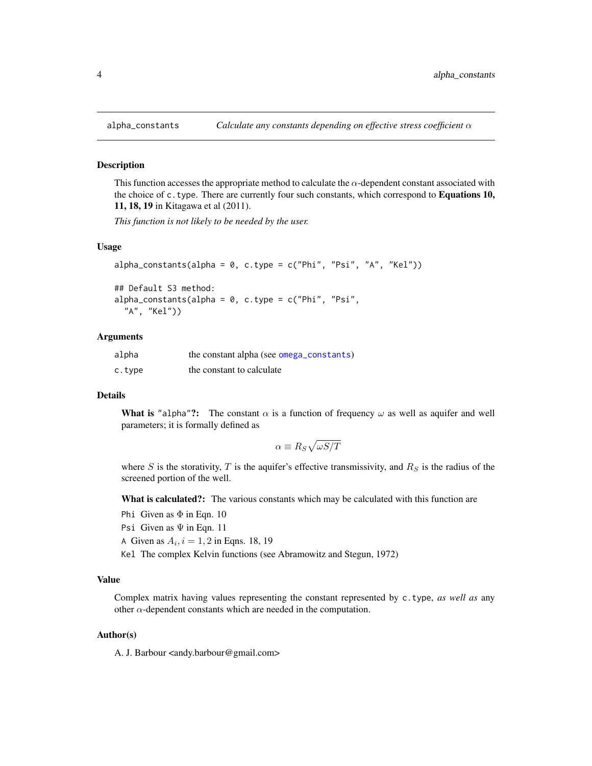## alpha_constants — *Calculate any constants depending on effective stress coefficient $\alpha$*

### Description

This function accesses the appropriate method to calculate the $\alpha$-dependent constant associated with the choice of `c.type`. There are currently four such constants, which correspond to **Equations 10, 11, 18, 19** in Kitagawa et al (2011).

*This function is not likely to be needed by the user.*

### Usage

```
alpha_constants(alpha = 0, c.type = c("Phi", "Psi", "A", "Kel"))

## Default S3 method:
alpha_constants(alpha = 0, c.type = c("Phi", "Psi",
  "A", "Kel"))
```

### Arguments

| | |
|---|---|
| `alpha` | the constant alpha (see `omega_constants`) |
| `c.type` | the constant to calculate |

### Details

**What is "alpha"?:** The constant $\alpha$ is a function of frequency $\omega$ as well as aquifer and well parameters; it is formally defined as

$$\alpha \equiv R_S \sqrt{\omega S/T}$$

where $S$ is the storativity, $T$ is the aquifer's effective transmissivity, and $R_S$ is the radius of the screened portion of the well.

**What is calculated?:** The various constants which may be calculated with this function are

- `Phi` Given as $\Phi$ in Eqn. 10
- `Psi` Given as $\Psi$ in Eqn. 11
- `A` Given as $A_i, i = 1, 2$ in Eqns. 18, 19
- `Kel` The complex Kelvin functions (see Abramowitz and Stegun, 1972)

### Value

Complex matrix having values representing the constant represented by `c.type`, *as well as* any other $\alpha$-dependent constants which are needed in the computation.

### Author(s)

A. J. Barbour <andy.barbour@gmail.com>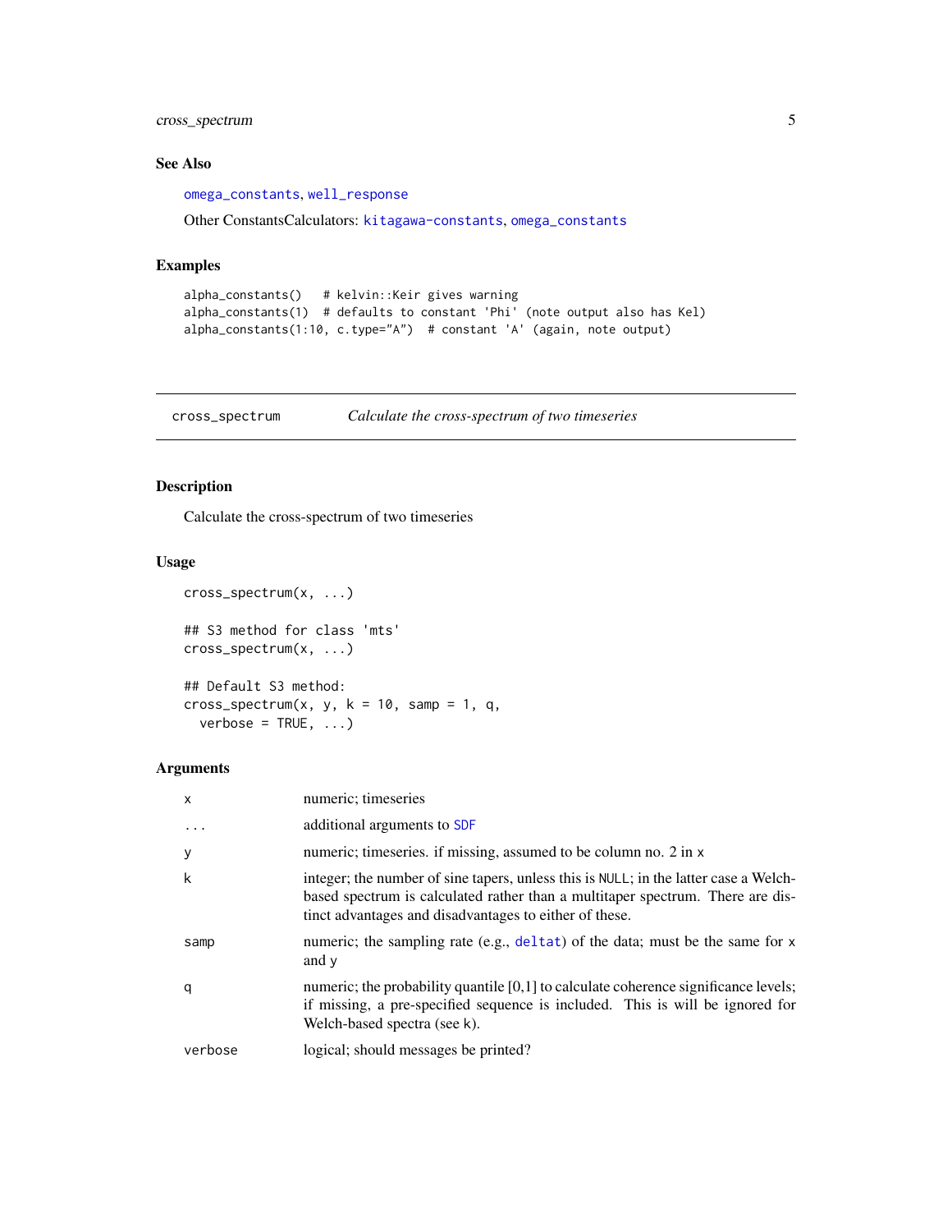## See Also

omega_constants, well_response

Other ConstantsCalculators: kitagawa-constants, omega_constants

## Examples

```
alpha_constants()   # kelvin::Keir gives warning
alpha_constants(1)  # defaults to constant 'Phi' (note output also has Kel)
alpha_constants(1:10, c.type="A")  # constant 'A' (again, note output)
```

---

# cross_spectrum — *Calculate the cross-spectrum of two timeseries*

## Description

Calculate the cross-spectrum of two timeseries

## Usage

```
cross_spectrum(x, ...)

## S3 method for class 'mts'
cross_spectrum(x, ...)

## Default S3 method:
cross_spectrum(x, y, k = 10, samp = 1, q,
  verbose = TRUE, ...)
```

## Arguments

| | |
|---|---|
| x | numeric; timeseries |
| ... | additional arguments to SDF |
| y | numeric; timeseries. if missing, assumed to be column no. 2 in x |
| k | integer; the number of sine tapers, unless this is NULL; in the latter case a Welch-based spectrum is calculated rather than a multitaper spectrum. There are distinct advantages and disadvantages to either of these. |
| samp | numeric; the sampling rate (e.g., deltat) of the data; must be the same for x and y |
| q | numeric; the probability quantile [0,1] to calculate coherence significance levels; if missing, a pre-specified sequence is included. This is will be ignored for Welch-based spectra (see k). |
| verbose | logical; should messages be printed? |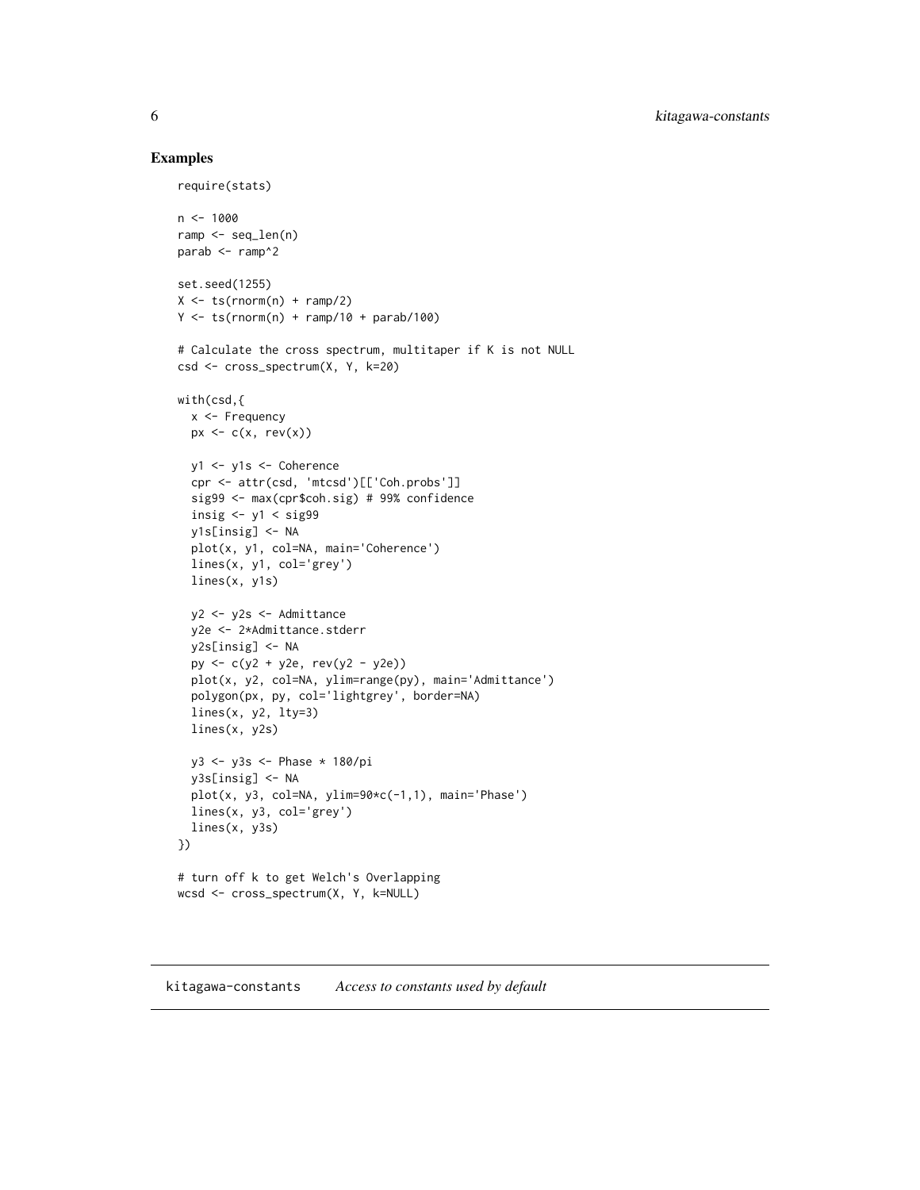## Examples

```
require(stats)

n <- 1000
ramp <- seq_len(n)
parab <- ramp^2

set.seed(1255)
X <- ts(rnorm(n) + ramp/2)
Y <- ts(rnorm(n) + ramp/10 + parab/100)

# Calculate the cross spectrum, multitaper if K is not NULL
csd <- cross_spectrum(X, Y, k=20)

with(csd,{
  x <- Frequency
  px <- c(x, rev(x))

  y1 <- y1s <- Coherence
  cpr <- attr(csd, 'mtcsd')[['Coh.probs']]
  sig99 <- max(cpr$coh.sig) # 99% confidence
  insig <- y1 < sig99
  y1s[insig] <- NA
  plot(x, y1, col=NA, main='Coherence')
  lines(x, y1, col='grey')
  lines(x, y1s)

  y2 <- y2s <- Admittance
  y2e <- 2*Admittance.stderr
  y2s[insig] <- NA
  py <- c(y2 + y2e, rev(y2 - y2e))
  plot(x, y2, col=NA, ylim=range(py), main='Admittance')
  polygon(px, py, col='lightgrey', border=NA)
  lines(x, y2, lty=3)
  lines(x, y2s)

  y3 <- y3s <- Phase * 180/pi
  y3s[insig] <- NA
  plot(x, y3, col=NA, ylim=90*c(-1,1), main='Phase')
  lines(x, y3, col='grey')
  lines(x, y3s)
})

# turn off k to get Welch's Overlapping
wcsd <- cross_spectrum(X, Y, k=NULL)
```

---

# kitagawa-constants    *Access to constants used by default*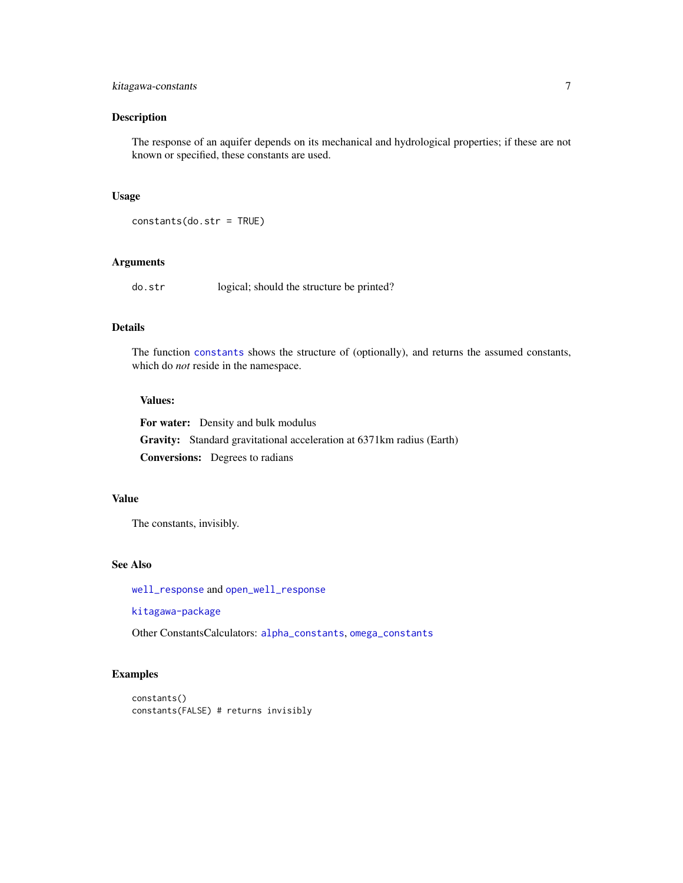## Description

The response of an aquifer depends on its mechanical and hydrological properties; if these are not known or specified, these constants are used.

## Usage

```
constants(do.str = TRUE)
```

## Arguments

| | |
|---|---|
| `do.str` | logical; should the structure be printed? |

## Details

The function `constants` shows the structure of (optionally), and returns the assumed constants, which do *not* reside in the namespace.

### Values:

**For water:** Density and bulk modulus

**Gravity:** Standard gravitational acceleration at 6371km radius (Earth)

**Conversions:** Degrees to radians

## Value

The constants, invisibly.

## See Also

`well_response` and `open_well_response`

`kitagawa-package`

Other ConstantsCalculators: `alpha_constants`, `omega_constants`

## Examples

```
constants()
constants(FALSE) # returns invisibly
```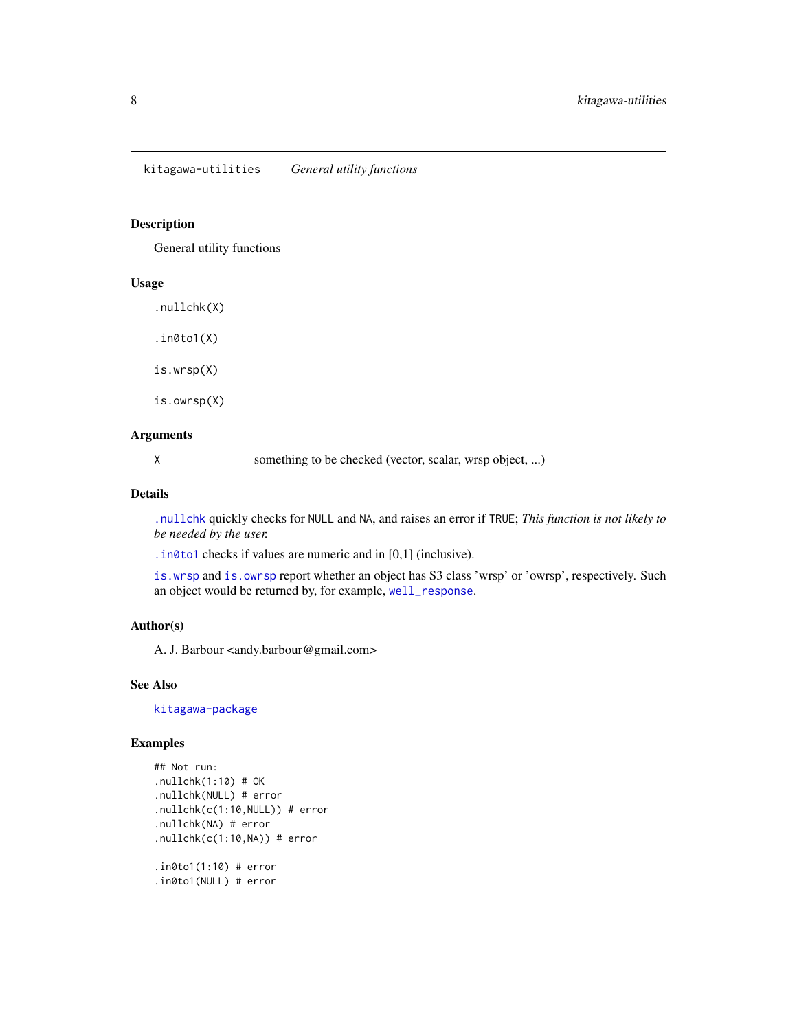kitagawa-utilities &nbsp;&nbsp;&nbsp; *General utility functions*

## Description

General utility functions

## Usage

```
.nullchk(X)

.in0to1(X)

is.wrsp(X)

is.owrsp(X)
```

## Arguments

| | |
|---|---|
| X | something to be checked (vector, scalar, wrsp object, ...) |

## Details

`.nullchk` quickly checks for `NULL` and `NA`, and raises an error if `TRUE`; *This function is not likely to be needed by the user.*

`.in0to1` checks if values are numeric and in [0,1] (inclusive).

`is.wrsp` and `is.owrsp` report whether an object has S3 class 'wrsp' or 'owrsp', respectively. Such an object would be returned by, for example, `well_response`.

## Author(s)

A. J. Barbour <andy.barbour@gmail.com>

## See Also

`kitagawa-package`

## Examples

```
## Not run:
.nullchk(1:10) # OK
.nullchk(NULL) # error
.nullchk(c(1:10,NULL)) # error
.nullchk(NA) # error
.nullchk(c(1:10,NA)) # error

.in0to1(1:10) # error
.in0to1(NULL) # error
```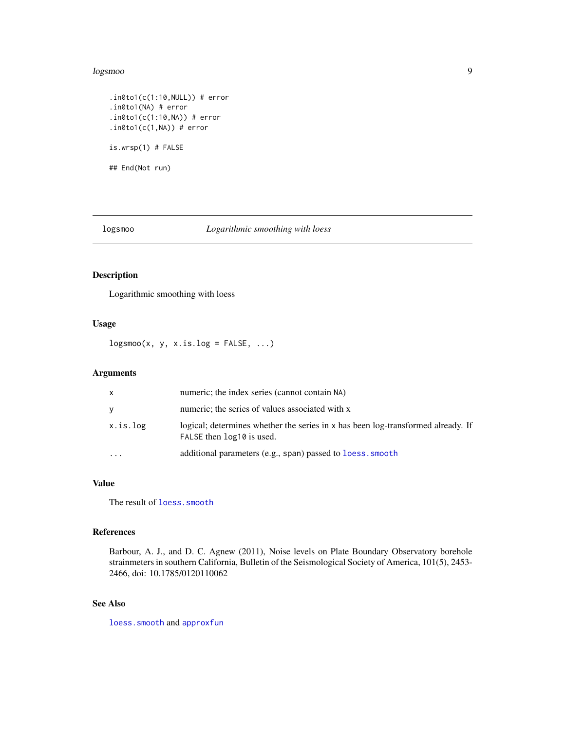```
.in0to1(c(1:10,NULL)) # error
.in0to1(NA) # error
.in0to1(c(1:10,NA)) # error
.in0to1(c(1,NA)) # error

is.wrsp(1) # FALSE

## End(Not run)
```

---

## logsmoo — *Logarithmic smoothing with loess*

---

### Description

Logarithmic smoothing with loess

### Usage

```
logsmoo(x, y, x.is.log = FALSE, ...)
```

### Arguments

| | |
|---|---|
| `x` | numeric; the index series (cannot contain `NA`) |
| `y` | numeric; the series of values associated with x |
| `x.is.log` | logical; determines whether the series in `x` has been log-transformed already. If `FALSE` then `log10` is used. |
| `...` | additional parameters (e.g., `span`) passed to `loess.smooth` |

### Value

The result of `loess.smooth`

### References

Barbour, A. J., and D. C. Agnew (2011), Noise levels on Plate Boundary Observatory borehole strainmeters in southern California, Bulletin of the Seismological Society of America, 101(5), 2453-2466, doi: 10.1785/0120110062

### See Also

`loess.smooth` and `approxfun`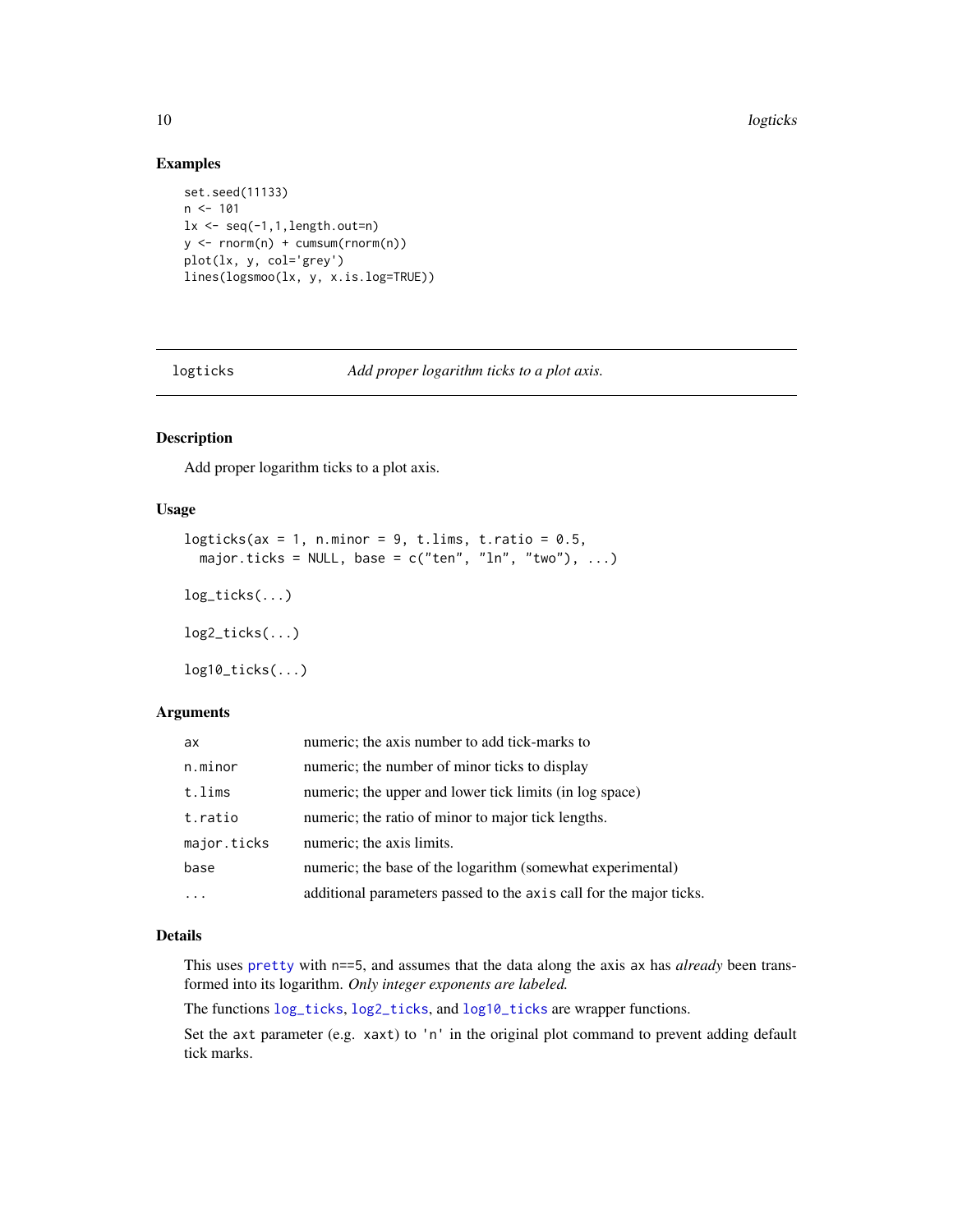## Examples

```
set.seed(11133)
n <- 101
lx <- seq(-1,1,length.out=n)
y <- rnorm(n) + cumsum(rnorm(n))
plot(lx, y, col='grey')
lines(logsmoo(lx, y, x.is.log=TRUE))
```

---

`logticks` *Add proper logarithm ticks to a plot axis.*

---

## Description

Add proper logarithm ticks to a plot axis.

## Usage

```
logticks(ax = 1, n.minor = 9, t.lims, t.ratio = 0.5,
  major.ticks = NULL, base = c("ten", "ln", "two"), ...)

log_ticks(...)

log2_ticks(...)

log10_ticks(...)
```

## Arguments

| | |
|---|---|
| `ax` | numeric; the axis number to add tick-marks to |
| `n.minor` | numeric; the number of minor ticks to display |
| `t.lims` | numeric; the upper and lower tick limits (in log space) |
| `t.ratio` | numeric; the ratio of minor to major tick lengths. |
| `major.ticks` | numeric; the axis limits. |
| `base` | numeric; the base of the logarithm (somewhat experimental) |
| `...` | additional parameters passed to the `axis` call for the major ticks. |

## Details

This uses `pretty` with `n==5`, and assumes that the data along the axis `ax` has *already* been transformed into its logarithm. *Only integer exponents are labeled.*

The functions `log_ticks`, `log2_ticks`, and `log10_ticks` are wrapper functions.

Set the `axt` parameter (e.g. `xaxt`) to `'n'` in the original plot command to prevent adding default tick marks.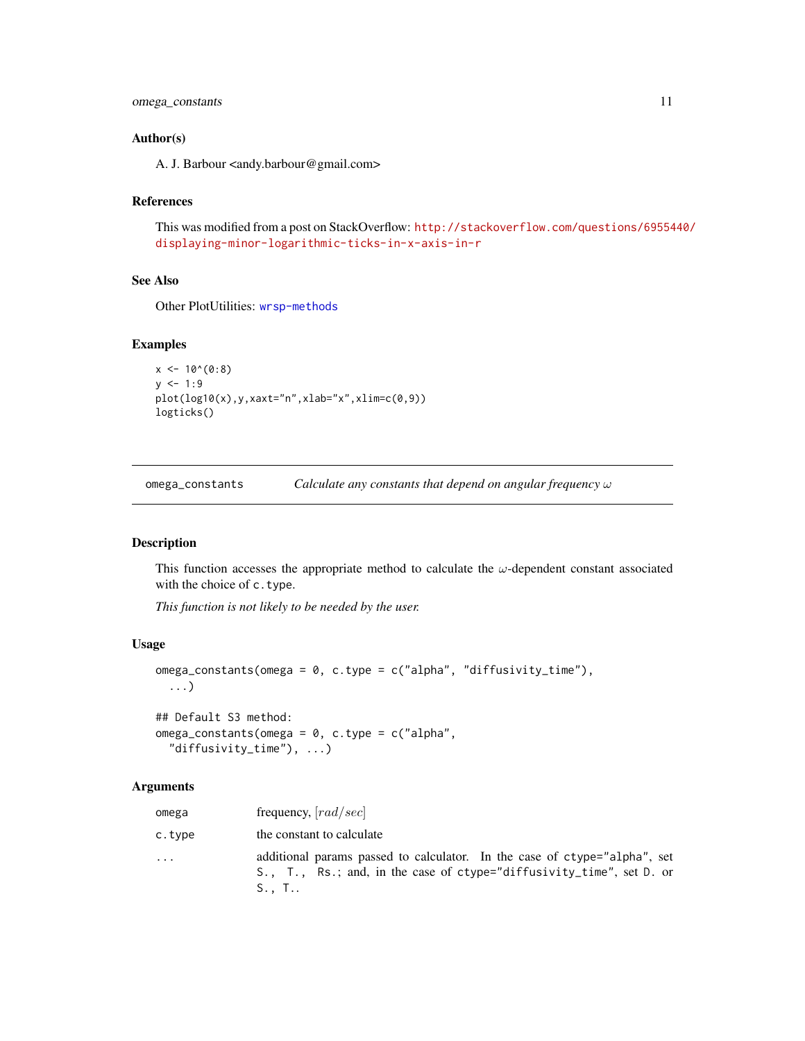### Author(s)

A. J. Barbour <andy.barbour@gmail.com>

### References

This was modified from a post on StackOverflow: http://stackoverflow.com/questions/6955440/displaying-minor-logarithmic-ticks-in-x-axis-in-r

### See Also

Other PlotUtilities: `wrsp-methods`

### Examples

```
x <- 10^(0:8)
y <- 1:9
plot(log10(x),y,xaxt="n",xlab="x",xlim=c(0,9))
logticks()
```

---

## omega_constants — *Calculate any constants that depend on angular frequency $\omega$*

---

### Description

This function accesses the appropriate method to calculate the $\omega$-dependent constant associated with the choice of `c.type`.

*This function is not likely to be needed by the user.*

### Usage

```
omega_constants(omega = 0, c.type = c("alpha", "diffusivity_time"),
  ...)

## Default S3 method:
omega_constants(omega = 0, c.type = c("alpha",
  "diffusivity_time"), ...)
```

### Arguments

| | |
|---|---|
| `omega` | frequency, $[rad/sec]$ |
| `c.type` | the constant to calculate |
| `...` | additional params passed to calculator. In the case of `ctype="alpha"`, set `S.`, `T.`, `Rs.`; and, in the case of `ctype="diffusivity_time"`, set `D.` or `S.`, `T.`. |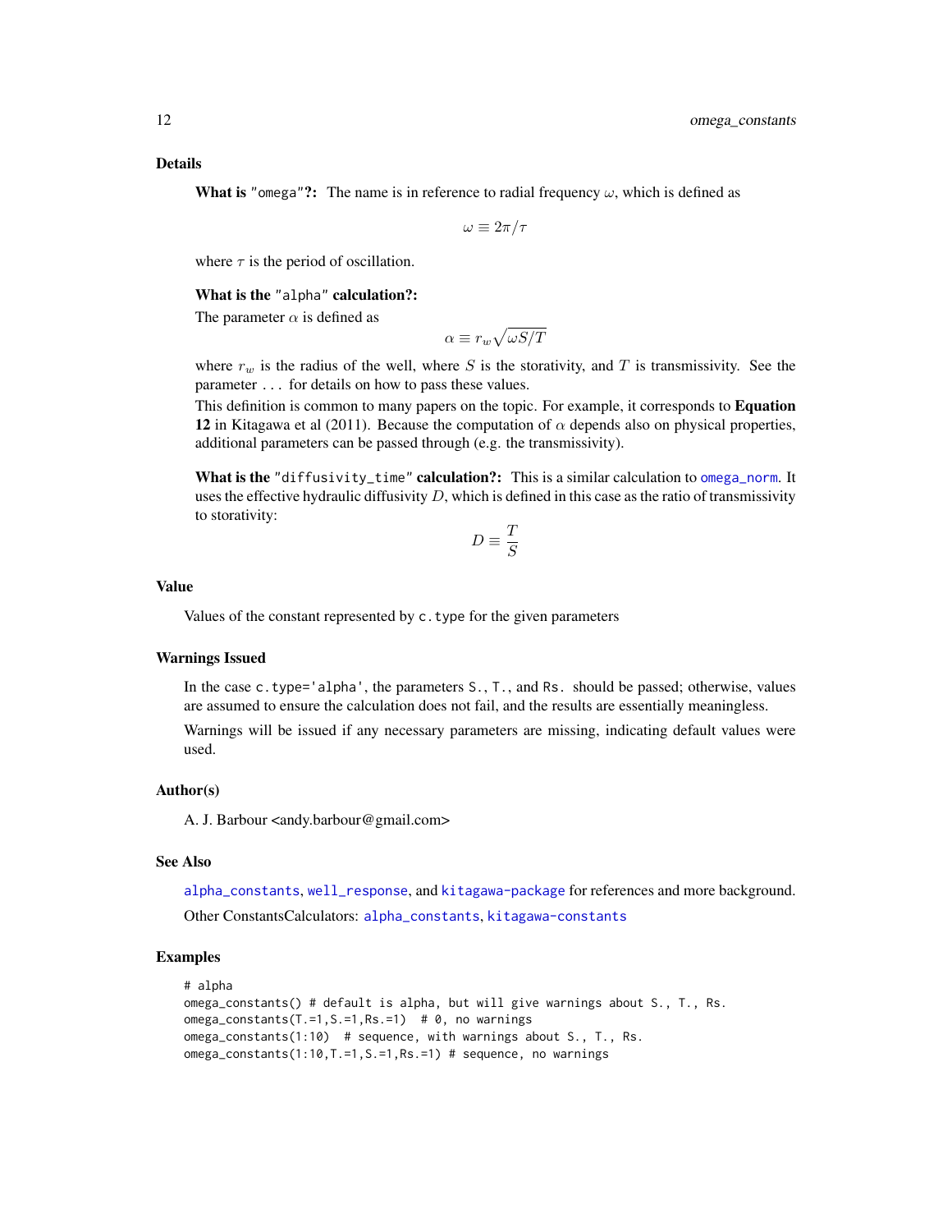### Details

**What is "omega"?:** The name is in reference to radial frequency $\omega$, which is defined as

$$\omega \equiv 2\pi/\tau$$

where $\tau$ is the period of oscillation.

**What is the "alpha" calculation?:**

The parameter $\alpha$ is defined as

$$\alpha \equiv r_w \sqrt{\omega S/T}$$

where $r_w$ is the radius of the well, where $S$ is the storativity, and $T$ is transmissivity. See the parameter `...` for details on how to pass these values.

This definition is common to many papers on the topic. For example, it corresponds to **Equation 12** in Kitagawa et al (2011). Because the computation of $\alpha$ depends also on physical properties, additional parameters can be passed through (e.g. the transmissivity).

**What is the "diffusivity_time" calculation?:** This is a similar calculation to `omega_norm`. It uses the effective hydraulic diffusivity $D$, which is defined in this case as the ratio of transmissivity to storativity:

$$D \equiv \frac{T}{S}$$

### Value

Values of the constant represented by `c.type` for the given parameters

### Warnings Issued

In the case `c.type='alpha'`, the parameters `S.`, `T.`, and `Rs.` should be passed; otherwise, values are assumed to ensure the calculation does not fail, and the results are essentially meaningless.

Warnings will be issued if any necessary parameters are missing, indicating default values were used.

### Author(s)

A. J. Barbour <andy.barbour@gmail.com>

### See Also

`alpha_constants`, `well_response`, and `kitagawa-package` for references and more background.

Other ConstantsCalculators: `alpha_constants`, `kitagawa-constants`

### Examples

```
# alpha
omega_constants() # default is alpha, but will give warnings about S., T., Rs.
omega_constants(T.=1,S.=1,Rs.=1)  # 0, no warnings
omega_constants(1:10)  # sequence, with warnings about S., T., Rs.
omega_constants(1:10,T.=1,S.=1,Rs.=1) # sequence, no warnings
```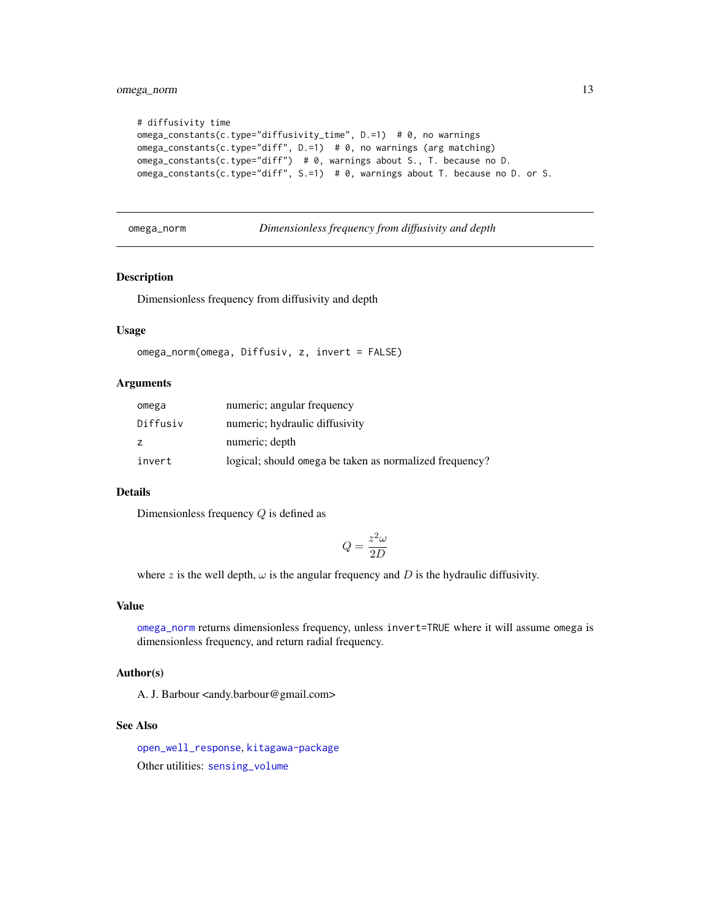```
# diffusivity time
omega_constants(c.type="diffusivity_time", D.=1)  # 0, no warnings
omega_constants(c.type="diff", D.=1)  # 0, no warnings (arg matching)
omega_constants(c.type="diff")  # 0, warnings about S., T. because no D.
omega_constants(c.type="diff", S.=1)  # 0, warnings about T. because no D. or S.
```

---

## omega_norm — *Dimensionless frequency from diffusivity and depth*

---

### Description

Dimensionless frequency from diffusivity and depth

### Usage

```
omega_norm(omega, Diffusiv, z, invert = FALSE)
```

### Arguments

| | |
|---|---|
| `omega` | numeric; angular frequency |
| `Diffusiv` | numeric; hydraulic diffusivity |
| `z` | numeric; depth |
| `invert` | logical; should `omega` be taken as normalized frequency? |

### Details

Dimensionless frequency $Q$ is defined as

$$Q = \frac{z^2 \omega}{2D}$$

where $z$ is the well depth, $\omega$ is the angular frequency and $D$ is the hydraulic diffusivity.

### Value

`omega_norm` returns dimensionless frequency, unless `invert=TRUE` where it will assume `omega` is dimensionless frequency, and return radial frequency.

### Author(s)

A. J. Barbour <andy.barbour@gmail.com>

### See Also

`open_well_response`, `kitagawa-package`

Other utilities: `sensing_volume`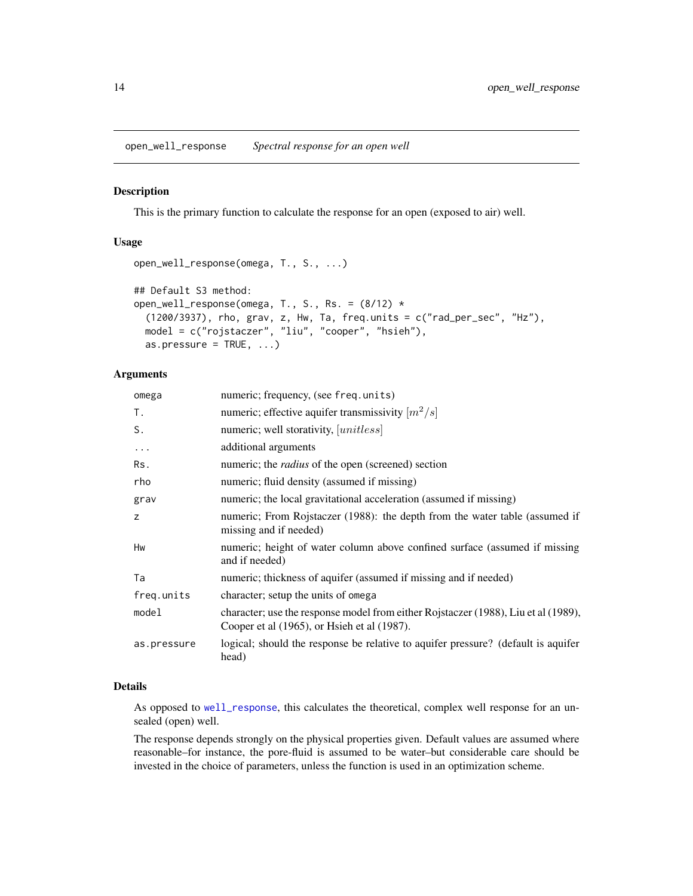## open_well_response — *Spectral response for an open well*

### Description

This is the primary function to calculate the response for an open (exposed to air) well.

### Usage

```
open_well_response(omega, T., S., ...)

## Default S3 method:
open_well_response(omega, T., S., Rs. = (8/12) *
  (1200/3937), rho, grav, z, Hw, Ta, freq.units = c("rad_per_sec", "Hz"),
  model = c("rojstaczer", "liu", "cooper", "hsieh"),
  as.pressure = TRUE, ...)
```

### Arguments

| | |
|---|---|
| omega | numeric; frequency, (see freq.units) |
| T. | numeric; effective aquifer transmissivity $[m^2/s]$ |
| S. | numeric; well storativity, $[unitless]$ |
| ... | additional arguments |
| Rs. | numeric; the *radius* of the open (screened) section |
| rho | numeric; fluid density (assumed if missing) |
| grav | numeric; the local gravitational acceleration (assumed if missing) |
| z | numeric; From Rojstaczer (1988): the depth from the water table (assumed if missing and if needed) |
| Hw | numeric; height of water column above confined surface (assumed if missing and if needed) |
| Ta | numeric; thickness of aquifer (assumed if missing and if needed) |
| freq.units | character; setup the units of omega |
| model | character; use the response model from either Rojstaczer (1988), Liu et al (1989), Cooper et al (1965), or Hsieh et al (1987). |
| as.pressure | logical; should the response be relative to aquifer pressure? (default is aquifer head) |

### Details

As opposed to well_response, this calculates the theoretical, complex well response for an unsealed (open) well.

The response depends strongly on the physical properties given. Default values are assumed where reasonable–for instance, the pore-fluid is assumed to be water–but considerable care should be invested in the choice of parameters, unless the function is used in an optimization scheme.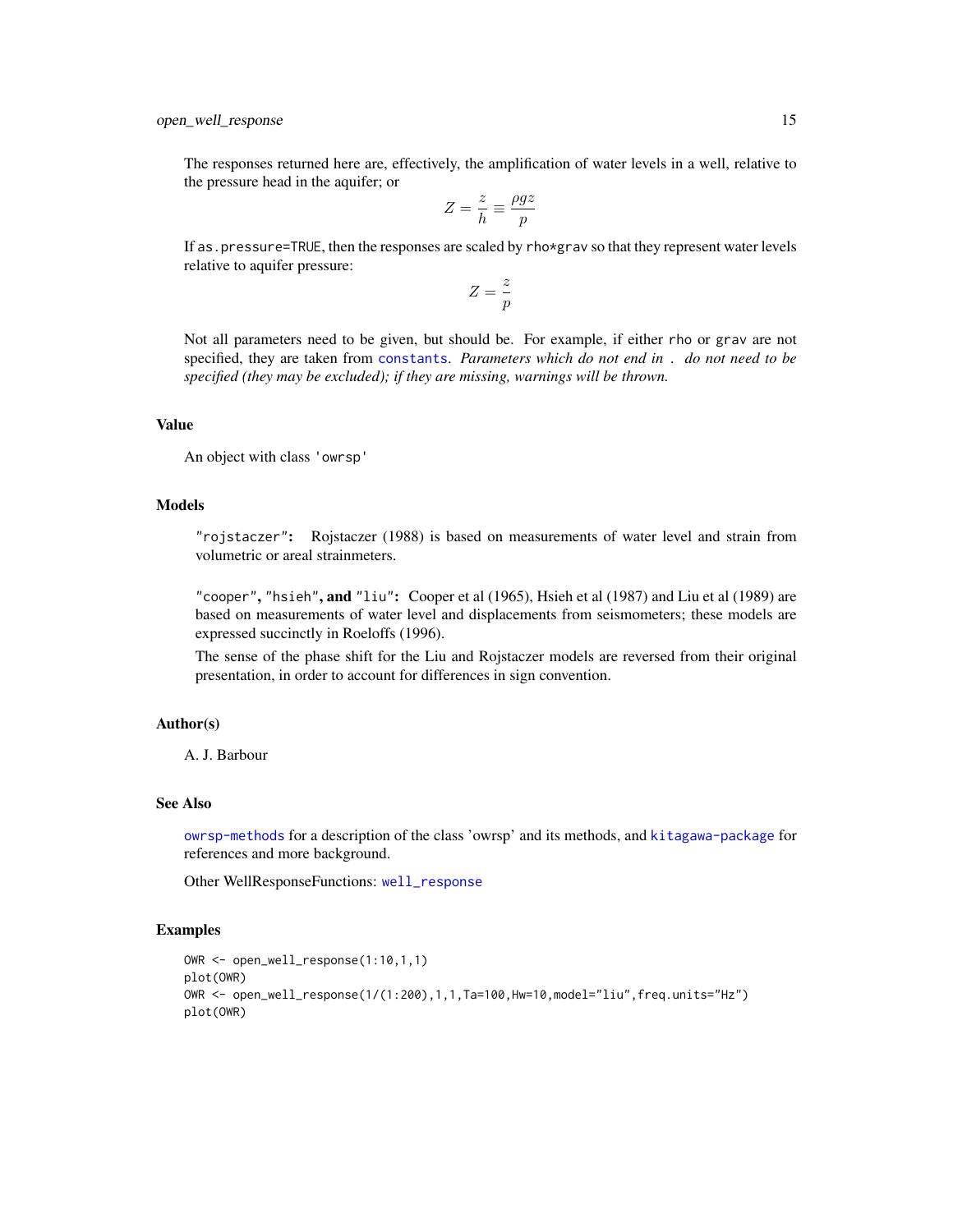The responses returned here are, effectively, the amplification of water levels in a well, relative to the pressure head in the aquifer; or

$$Z = \frac{z}{h} \equiv \frac{\rho g z}{p}$$

If `as.pressure=TRUE`, then the responses are scaled by `rho*grav` so that they represent water levels relative to aquifer pressure:

$$Z = \frac{z}{p}$$

Not all parameters need to be given, but should be. For example, if either `rho` or `grav` are not specified, they are taken from `constants`. *Parameters which do not end in . do not need to be specified (they may be excluded); if they are missing, warnings will be thrown.*

## Value

An object with class `'owrsp'`

## Models

**`"rojstaczer"`:** Rojstaczer (1988) is based on measurements of water level and strain from volumetric or areal strainmeters.

**`"cooper"`, `"hsieh"`, and `"liu"`:** Cooper et al (1965), Hsieh et al (1987) and Liu et al (1989) are based on measurements of water level and displacements from seismometers; these models are expressed succinctly in Roeloffs (1996).

The sense of the phase shift for the Liu and Rojstaczer models are reversed from their original presentation, in order to account for differences in sign convention.

## Author(s)

A. J. Barbour

## See Also

`owrsp-methods` for a description of the class 'owrsp' and its methods, and `kitagawa-package` for references and more background.

Other WellResponseFunctions: `well_response`

## Examples

```
OWR <- open_well_response(1:10,1,1)
plot(OWR)
OWR <- open_well_response(1/(1:200),1,1,Ta=100,Hw=10,model="liu",freq.units="Hz")
plot(OWR)
```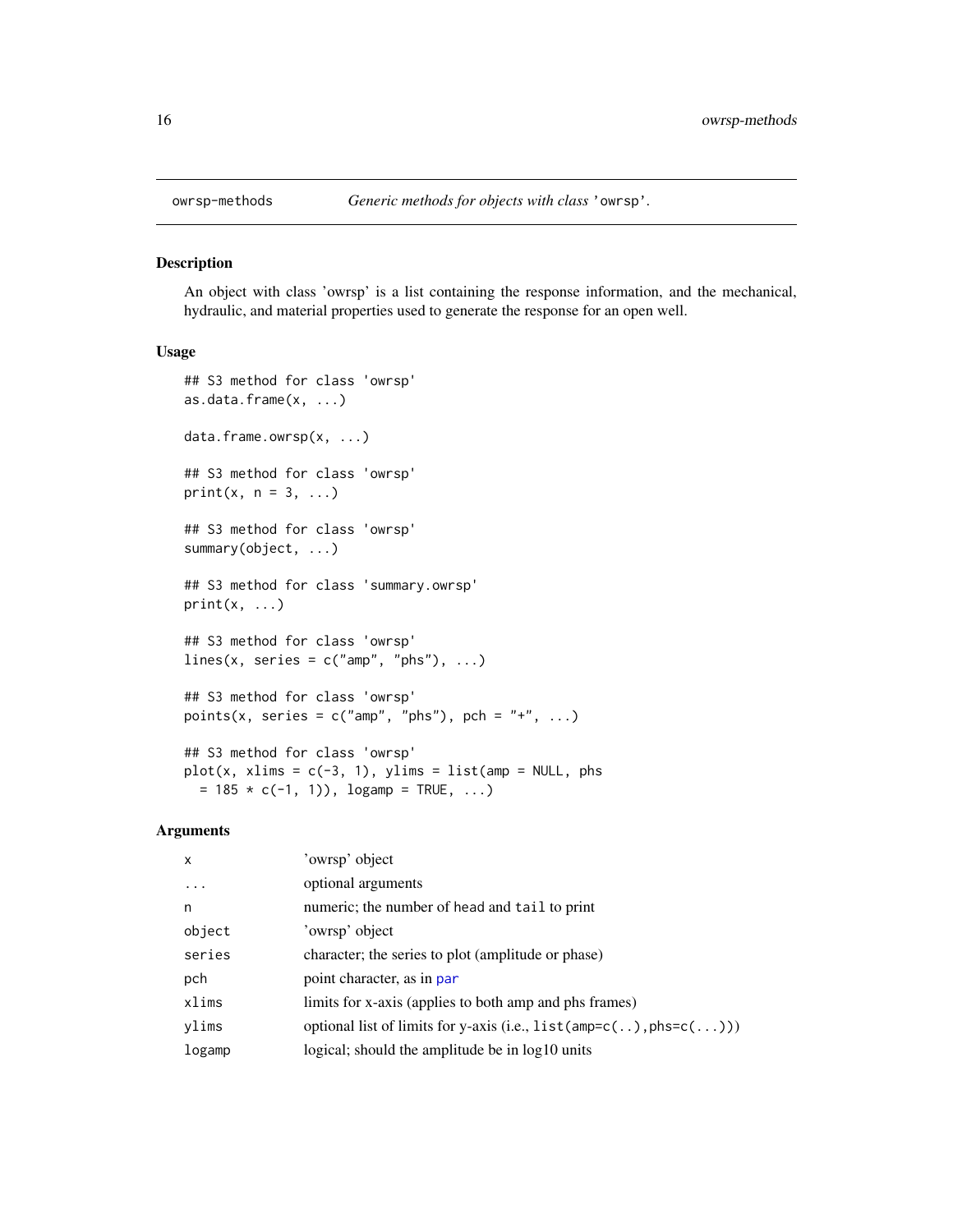# owrsp-methods — *Generic methods for objects with class* 'owrsp'.

## Description

An object with class 'owrsp' is a list containing the response information, and the mechanical, hydraulic, and material properties used to generate the response for an open well.

## Usage

```
## S3 method for class 'owrsp'
as.data.frame(x, ...)

data.frame.owrsp(x, ...)

## S3 method for class 'owrsp'
print(x, n = 3, ...)

## S3 method for class 'owrsp'
summary(object, ...)

## S3 method for class 'summary.owrsp'
print(x, ...)

## S3 method for class 'owrsp'
lines(x, series = c("amp", "phs"), ...)

## S3 method for class 'owrsp'
points(x, series = c("amp", "phs"), pch = "+", ...)

## S3 method for class 'owrsp'
plot(x, xlims = c(-3, 1), ylims = list(amp = NULL, phs
  = 185 * c(-1, 1)), logamp = TRUE, ...)
```

## Arguments

| | |
|---|---|
| x | 'owrsp' object |
| ... | optional arguments |
| n | numeric; the number of head and tail to print |
| object | 'owrsp' object |
| series | character; the series to plot (amplitude or phase) |
| pch | point character, as in par |
| xlims | limits for x-axis (applies to both amp and phs frames) |
| ylims | optional list of limits for y-axis (i.e., list(amp=c(..),phs=c(...))) |
| logamp | logical; should the amplitude be in log10 units |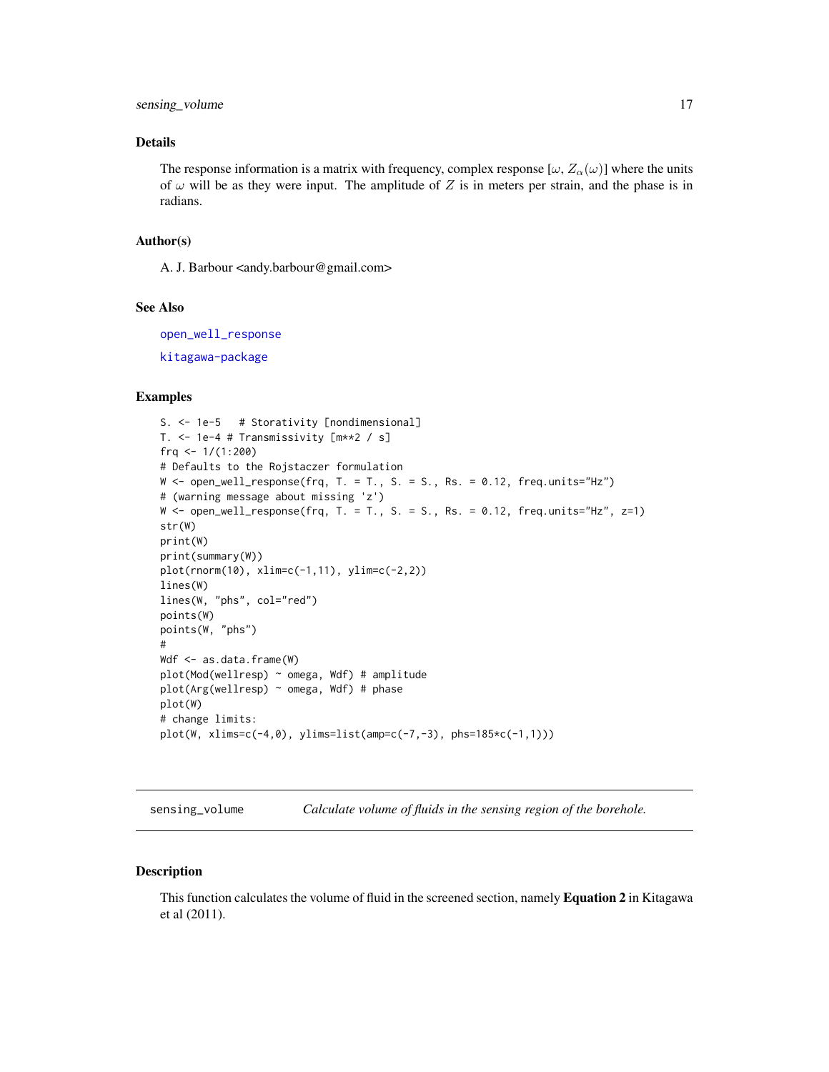## Details

The response information is a matrix with frequency, complex response [$\omega$, $Z_\alpha(\omega)$] where the units of $\omega$ will be as they were input. The amplitude of $Z$ is in meters per strain, and the phase is in radians.

## Author(s)

A. J. Barbour <andy.barbour@gmail.com>

## See Also

open_well_response

kitagawa-package

## Examples

```
S. <- 1e-5   # Storativity [nondimensional]
T. <- 1e-4 # Transmissivity [m**2 / s]
frq <- 1/(1:200)
# Defaults to the Rojstaczer formulation
W <- open_well_response(frq, T. = T., S. = S., Rs. = 0.12, freq.units="Hz")
# (warning message about missing 'z')
W <- open_well_response(frq, T. = T., S. = S., Rs. = 0.12, freq.units="Hz", z=1)
str(W)
print(W)
print(summary(W))
plot(rnorm(10), xlim=c(-1,11), ylim=c(-2,2))
lines(W)
lines(W, "phs", col="red")
points(W)
points(W, "phs")
#
Wdf <- as.data.frame(W)
plot(Mod(wellresp) ~ omega, Wdf) # amplitude
plot(Arg(wellresp) ~ omega, Wdf) # phase
plot(W)
# change limits:
plot(W, xlims=c(-4,0), ylims=list(amp=c(-7,-3), phs=185*c(-1,1)))
```

---

# sensing_volume — *Calculate volume of fluids in the sensing region of the borehole.*

## Description

This function calculates the volume of fluid in the screened section, namely **Equation 2** in Kitagawa et al (2011).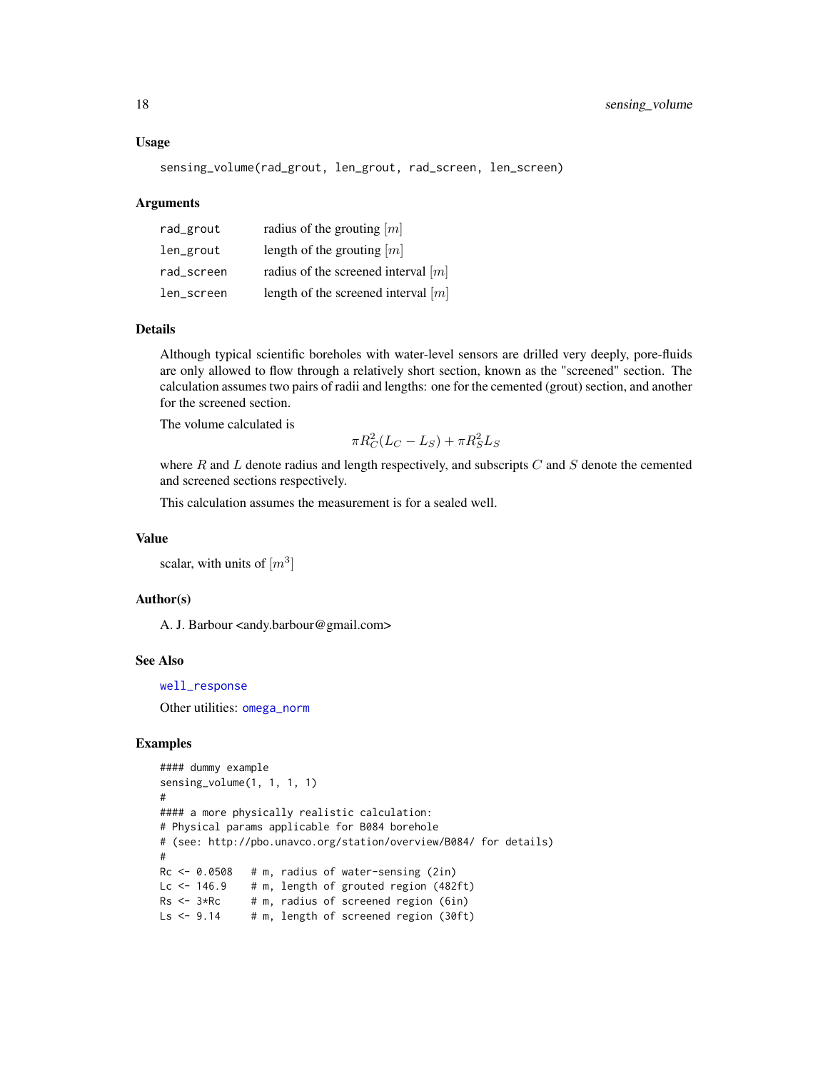## Usage

```
sensing_volume(rad_grout, len_grout, rad_screen, len_screen)
```

## Arguments

| | |
|---|---|
| rad_grout | radius of the grouting $[m]$ |
| len_grout | length of the grouting $[m]$ |
| rad_screen | radius of the screened interval $[m]$ |
| len_screen | length of the screened interval $[m]$ |

## Details

Although typical scientific boreholes with water-level sensors are drilled very deeply, pore-fluids are only allowed to flow through a relatively short section, known as the "screened" section. The calculation assumes two pairs of radii and lengths: one for the cemented (grout) section, and another for the screened section.

The volume calculated is

$$\pi R_C^2 (L_C - L_S) + \pi R_S^2 L_S$$

where $R$ and $L$ denote radius and length respectively, and subscripts $C$ and $S$ denote the cemented and screened sections respectively.

This calculation assumes the measurement is for a sealed well.

## Value

scalar, with units of $[m^3]$

## Author(s)

A. J. Barbour <andy.barbour@gmail.com>

## See Also

well_response

Other utilities: omega_norm

## Examples

```
#### dummy example
sensing_volume(1, 1, 1, 1)
#
#### a more physically realistic calculation:
# Physical params applicable for B084 borehole
# (see: http://pbo.unavco.org/station/overview/B084/ for details)
#
Rc <- 0.0508   # m, radius of water-sensing (2in)
Lc <- 146.9    # m, length of grouted region (482ft)
Rs <- 3*Rc     # m, radius of screened region (6in)
Ls <- 9.14     # m, length of screened region (30ft)
```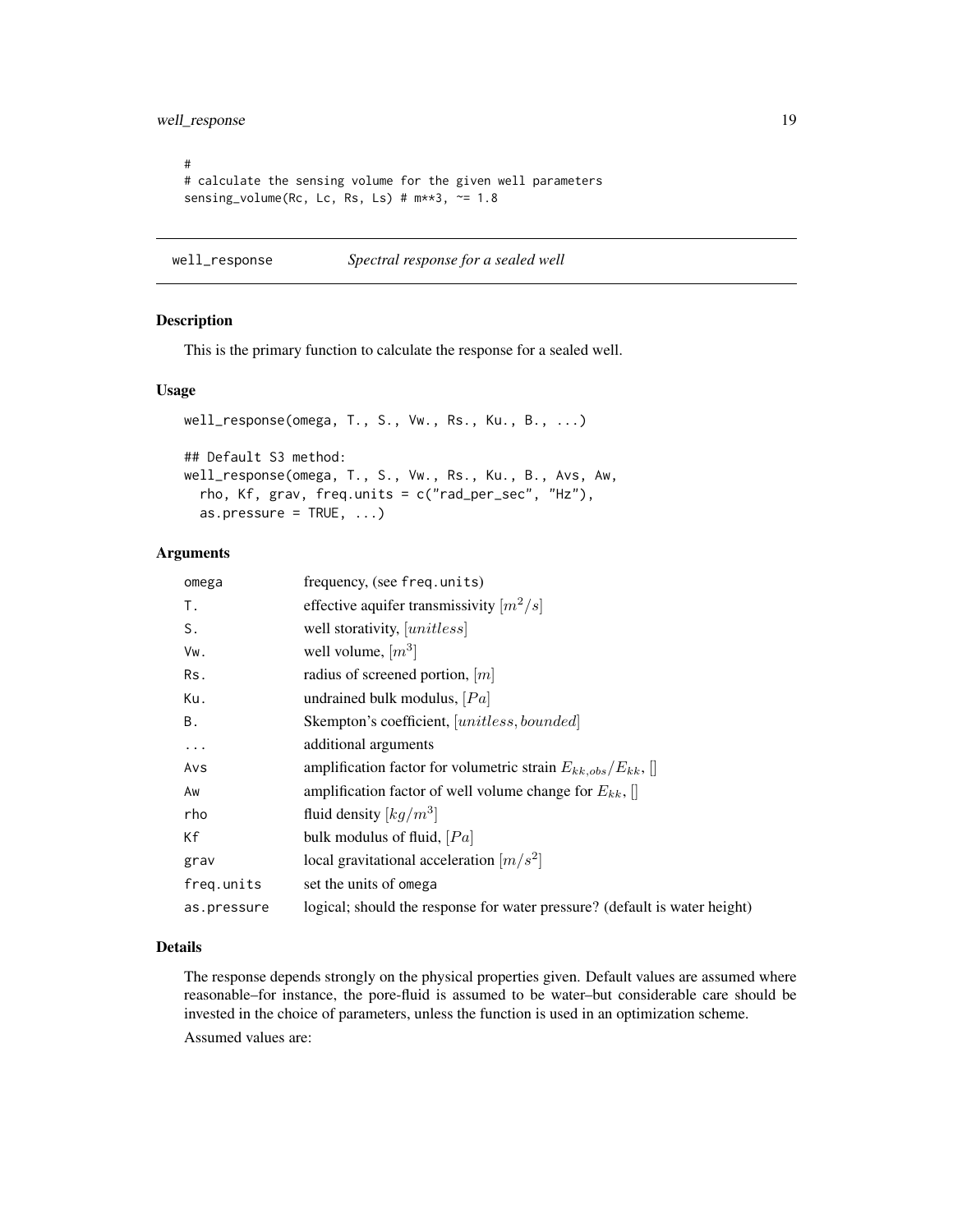```
#
# calculate the sensing volume for the given well parameters
sensing_volume(Rc, Lc, Rs, Ls) # m**3, ~= 1.8
```

## well_response *Spectral response for a sealed well*

### Description

This is the primary function to calculate the response for a sealed well.

### Usage

```
well_response(omega, T., S., Vw., Rs., Ku., B., ...)

## Default S3 method:
well_response(omega, T., S., Vw., Rs., Ku., B., Avs, Aw,
  rho, Kf, grav, freq.units = c("rad_per_sec", "Hz"),
  as.pressure = TRUE, ...)
```

### Arguments

| | |
|---|---|
| omega | frequency, (see freq.units) |
| T. | effective aquifer transmissivity $[m^2/s]$ |
| S. | well storativity, $[unitless]$ |
| Vw. | well volume, $[m^3]$ |
| Rs. | radius of screened portion, $[m]$ |
| Ku. | undrained bulk modulus, $[Pa]$ |
| B. | Skempton's coefficient, $[unitless, bounded]$ |
| ... | additional arguments |
| Avs | amplification factor for volumetric strain $E_{kk,obs}/E_{kk}$, [] |
| Aw | amplification factor of well volume change for $E_{kk}$, [] |
| rho | fluid density $[kg/m^3]$ |
| Kf | bulk modulus of fluid, $[Pa]$ |
| grav | local gravitational acceleration $[m/s^2]$ |
| freq.units | set the units of omega |
| as.pressure | logical; should the response for water pressure? (default is water height) |

### Details

The response depends strongly on the physical properties given. Default values are assumed where reasonable–for instance, the pore-fluid is assumed to be water–but considerable care should be invested in the choice of parameters, unless the function is used in an optimization scheme.

Assumed values are: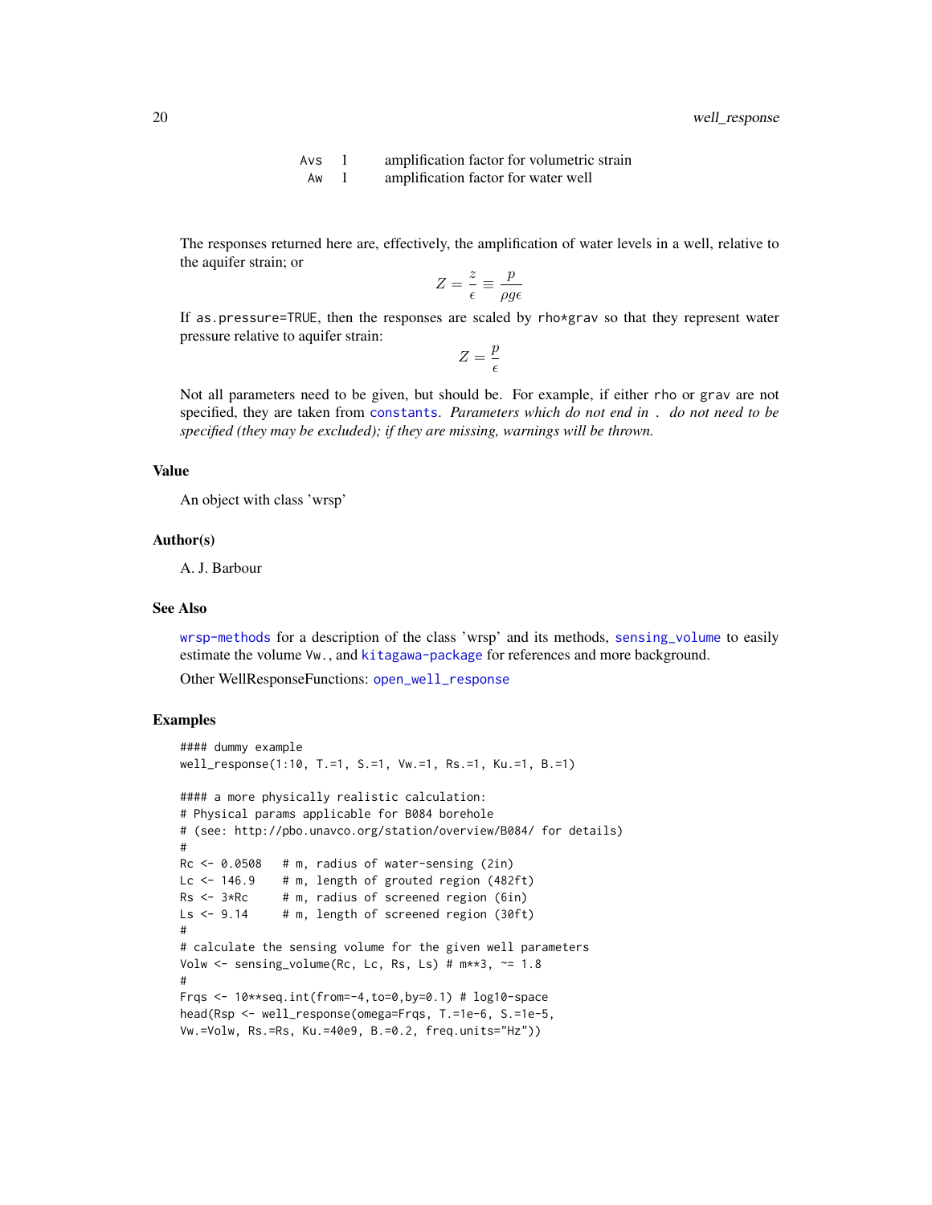| | | |
|---|---|---|
| `Avs` | 1 | amplification factor for volumetric strain |
| `Aw` | 1 | amplification factor for water well |

The responses returned here are, effectively, the amplification of water levels in a well, relative to the aquifer strain; or

$$Z = \frac{z}{\epsilon} \equiv \frac{p}{\rho g \epsilon}$$

If `as.pressure=TRUE`, then the responses are scaled by `rho*grav` so that they represent water pressure relative to aquifer strain:

$$Z = \frac{p}{\epsilon}$$

Not all parameters need to be given, but should be. For example, if either `rho` or `grav` are not specified, they are taken from `constants`. *Parameters which do not end in `.` do not need to be specified (they may be excluded); if they are missing, warnings will be thrown.*

### Value

An object with class 'wrsp'

### Author(s)

A. J. Barbour

### See Also

`wrsp-methods` for a description of the class 'wrsp' and its methods, `sensing_volume` to easily estimate the volume `Vw.`, and `kitagawa-package` for references and more background.

Other WellResponseFunctions: `open_well_response`

### Examples

```
#### dummy example
well_response(1:10, T.=1, S.=1, Vw.=1, Rs.=1, Ku.=1, B.=1)

#### a more physically realistic calculation:
# Physical params applicable for B084 borehole
# (see: http://pbo.unavco.org/station/overview/B084/ for details)
#
Rc <- 0.0508   # m, radius of water-sensing (2in)
Lc <- 146.9    # m, length of grouted region (482ft)
Rs <- 3*Rc     # m, radius of screened region (6in)
Ls <- 9.14     # m, length of screened region (30ft)
#
# calculate the sensing volume for the given well parameters
Volw <- sensing_volume(Rc, Lc, Rs, Ls) # m**3, ~= 1.8
#
Frqs <- 10**seq.int(from=-4,to=0,by=0.1) # log10-space
head(Rsp <- well_response(omega=Frqs, T.=1e-6, S.=1e-5,
Vw.=Volw, Rs.=Rs, Ku.=40e9, B.=0.2, freq.units="Hz"))
```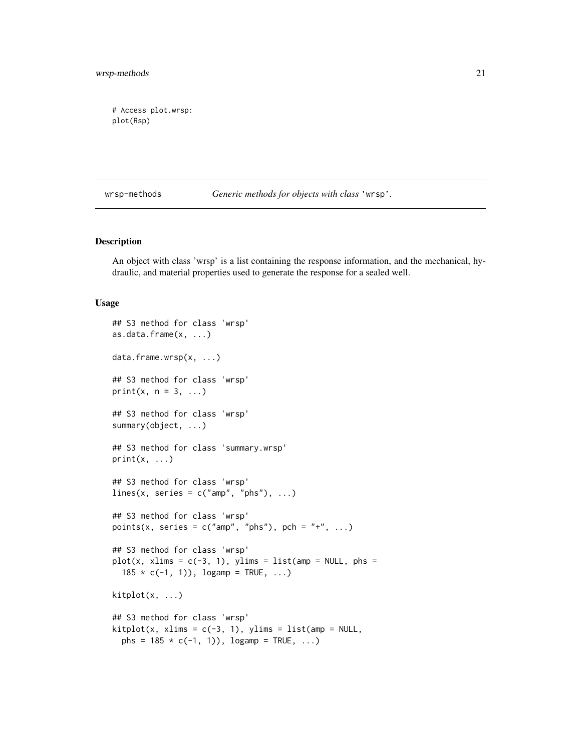```
# Access plot.wrsp:
plot(Rsp)
```

---

wrsp-methods *Generic methods for objects with class* 'wrsp'.

---

### Description

An object with class 'wrsp' is a list containing the response information, and the mechanical, hydraulic, and material properties used to generate the response for a sealed well.

### Usage

```
## S3 method for class 'wrsp'
as.data.frame(x, ...)

data.frame.wrsp(x, ...)

## S3 method for class 'wrsp'
print(x, n = 3, ...)

## S3 method for class 'wrsp'
summary(object, ...)

## S3 method for class 'summary.wrsp'
print(x, ...)

## S3 method for class 'wrsp'
lines(x, series = c("amp", "phs"), ...)

## S3 method for class 'wrsp'
points(x, series = c("amp", "phs"), pch = "+", ...)

## S3 method for class 'wrsp'
plot(x, xlims = c(-3, 1), ylims = list(amp = NULL, phs =
  185 * c(-1, 1)), logamp = TRUE, ...)

kitplot(x, ...)

## S3 method for class 'wrsp'
kitplot(x, xlims = c(-3, 1), ylims = list(amp = NULL,
  phs = 185 * c(-1, 1)), logamp = TRUE, ...)
```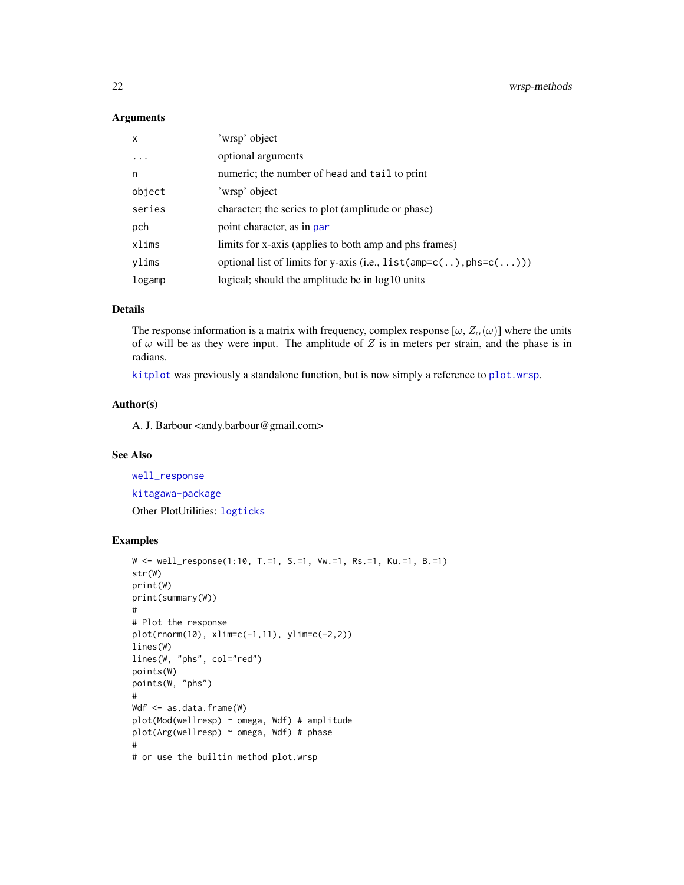### Arguments

| | |
|---|---|
| x | 'wrsp' object |
| ... | optional arguments |
| n | numeric; the number of head and tail to print |
| object | 'wrsp' object |
| series | character; the series to plot (amplitude or phase) |
| pch | point character, as in par |
| xlims | limits for x-axis (applies to both amp and phs frames) |
| ylims | optional list of limits for y-axis (i.e., `list(amp=c(..),phs=c(...))`) |
| logamp | logical; should the amplitude be in log10 units |

### Details

The response information is a matrix with frequency, complex response $[\omega, Z_\alpha(\omega)]$ where the units of $\omega$ will be as they were input. The amplitude of $Z$ is in meters per strain, and the phase is in radians.

kitplot was previously a standalone function, but is now simply a reference to plot.wrsp.

### Author(s)

A. J. Barbour <andy.barbour@gmail.com>

### See Also

well_response

kitagawa-package

Other PlotUtilities: logticks

### Examples

```
W <- well_response(1:10, T.=1, S.=1, Vw.=1, Rs.=1, Ku.=1, B.=1)
str(W)
print(W)
print(summary(W))
#
# Plot the response
plot(rnorm(10), xlim=c(-1,11), ylim=c(-2,2))
lines(W)
lines(W, "phs", col="red")
points(W)
points(W, "phs")
#
Wdf <- as.data.frame(W)
plot(Mod(wellresp) ~ omega, Wdf) # amplitude
plot(Arg(wellresp) ~ omega, Wdf) # phase
#
# or use the builtin method plot.wrsp
```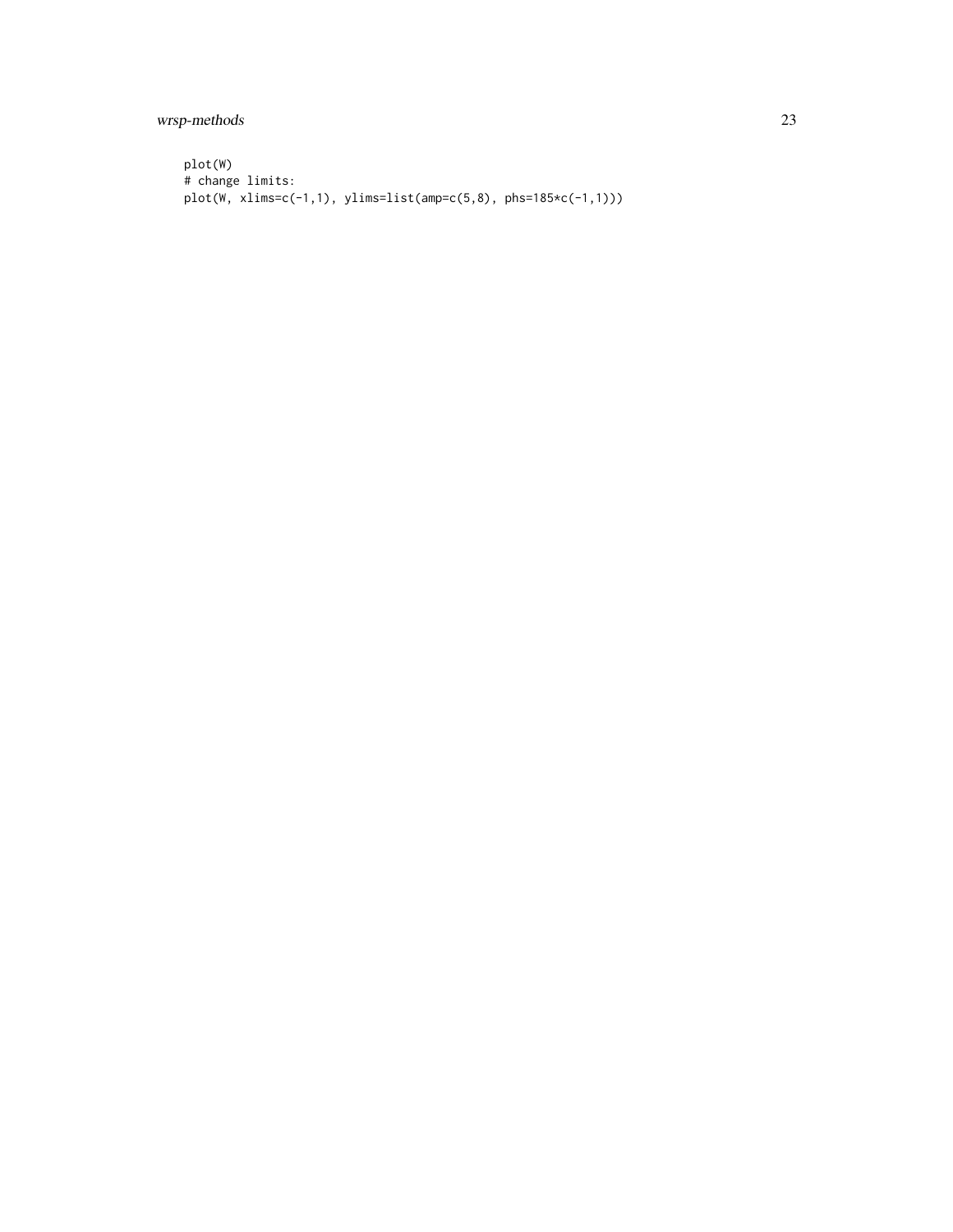```
plot(W)
# change limits:
plot(W, xlims=c(-1,1), ylims=list(amp=c(5,8), phs=185*c(-1,1)))
```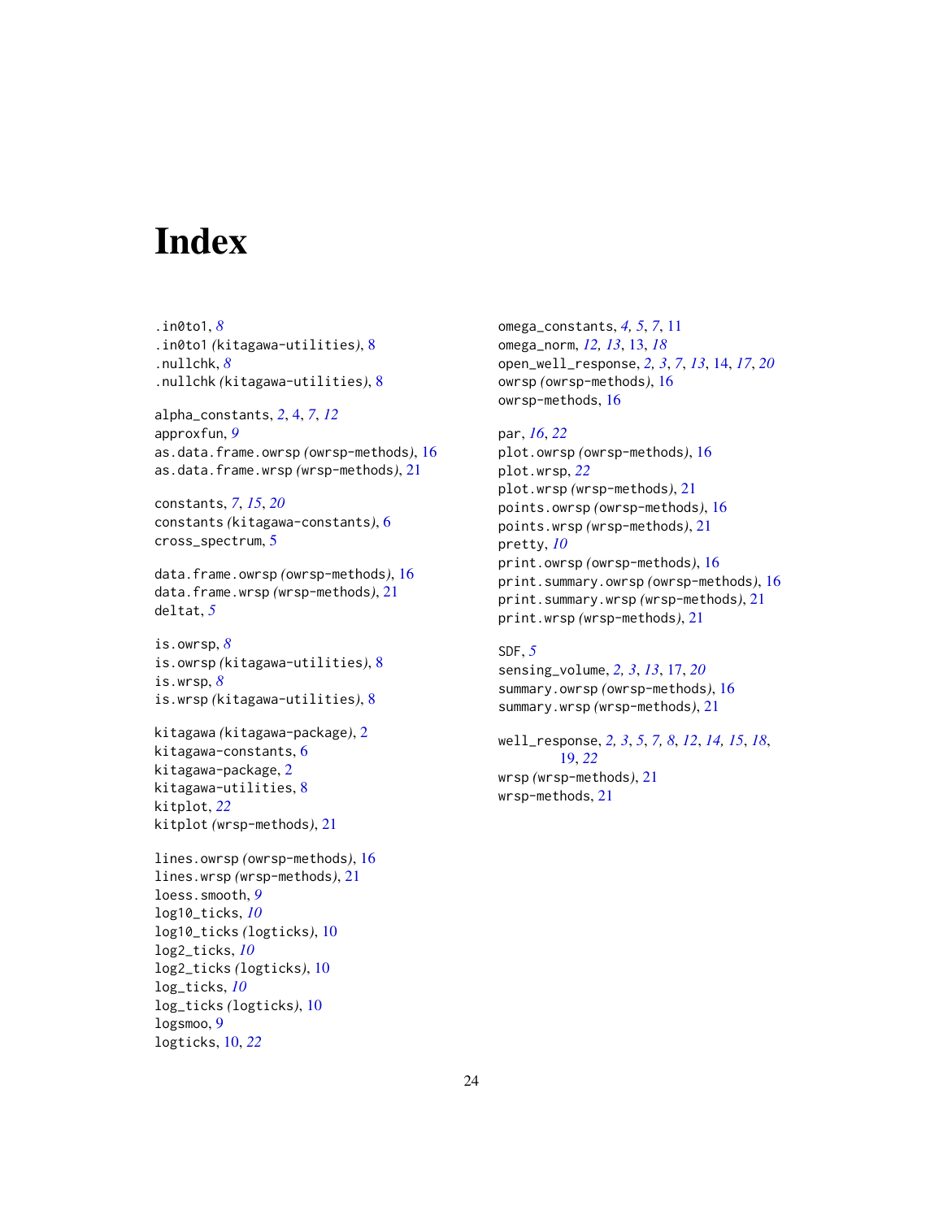# Index

.in0to1, *8*
.in0to1 (kitagawa-utilities), 8
.nullchk, *8*
.nullchk (kitagawa-utilities), 8

alpha_constants, *2*, 4, *7*, *12*
approxfun, *9*
as.data.frame.owrsp (owrsp-methods), 16
as.data.frame.wrsp (wrsp-methods), 21

constants, *7*, *15*, *20*
constants (kitagawa-constants), 6
cross_spectrum, 5

data.frame.owrsp (owrsp-methods), 16
data.frame.wrsp (wrsp-methods), 21
deltat, *5*

is.owrsp, *8*
is.owrsp (kitagawa-utilities), 8
is.wrsp, *8*
is.wrsp (kitagawa-utilities), 8

kitagawa (kitagawa-package), 2
kitagawa-constants, 6
kitagawa-package, 2
kitagawa-utilities, 8
kitplot, *22*
kitplot (wrsp-methods), 21

lines.owrsp (owrsp-methods), 16
lines.wrsp (wrsp-methods), 21
loess.smooth, *9*
log10_ticks, *10*
log10_ticks (logticks), 10
log2_ticks, *10*
log2_ticks (logticks), 10
log_ticks, *10*
log_ticks (logticks), 10
logsmoo, 9
logticks, 10, *22*

omega_constants, *4*, *5*, *7*, 11
omega_norm, *12*, *13*, 13, *18*
open_well_response, *2*, *3*, *7*, *13*, 14, *17*, *20*
owrsp (owrsp-methods), 16
owrsp-methods, 16

par, *16*, *22*
plot.owrsp (owrsp-methods), 16
plot.wrsp, *22*
plot.wrsp (wrsp-methods), 21
points.owrsp (owrsp-methods), 16
points.wrsp (wrsp-methods), 21
pretty, *10*
print.owrsp (owrsp-methods), 16
print.summary.owrsp (owrsp-methods), 16
print.summary.wrsp (wrsp-methods), 21
print.wrsp (wrsp-methods), 21

SDF, *5*
sensing_volume, *2*, *3*, *13*, 17, *20*
summary.owrsp (owrsp-methods), 16
summary.wrsp (wrsp-methods), 21

well_response, *2*, *3*, *5*, *7*, *8*, *12*, *14*, *15*, *18*, 19, *22*
wrsp (wrsp-methods), 21
wrsp-methods, 21